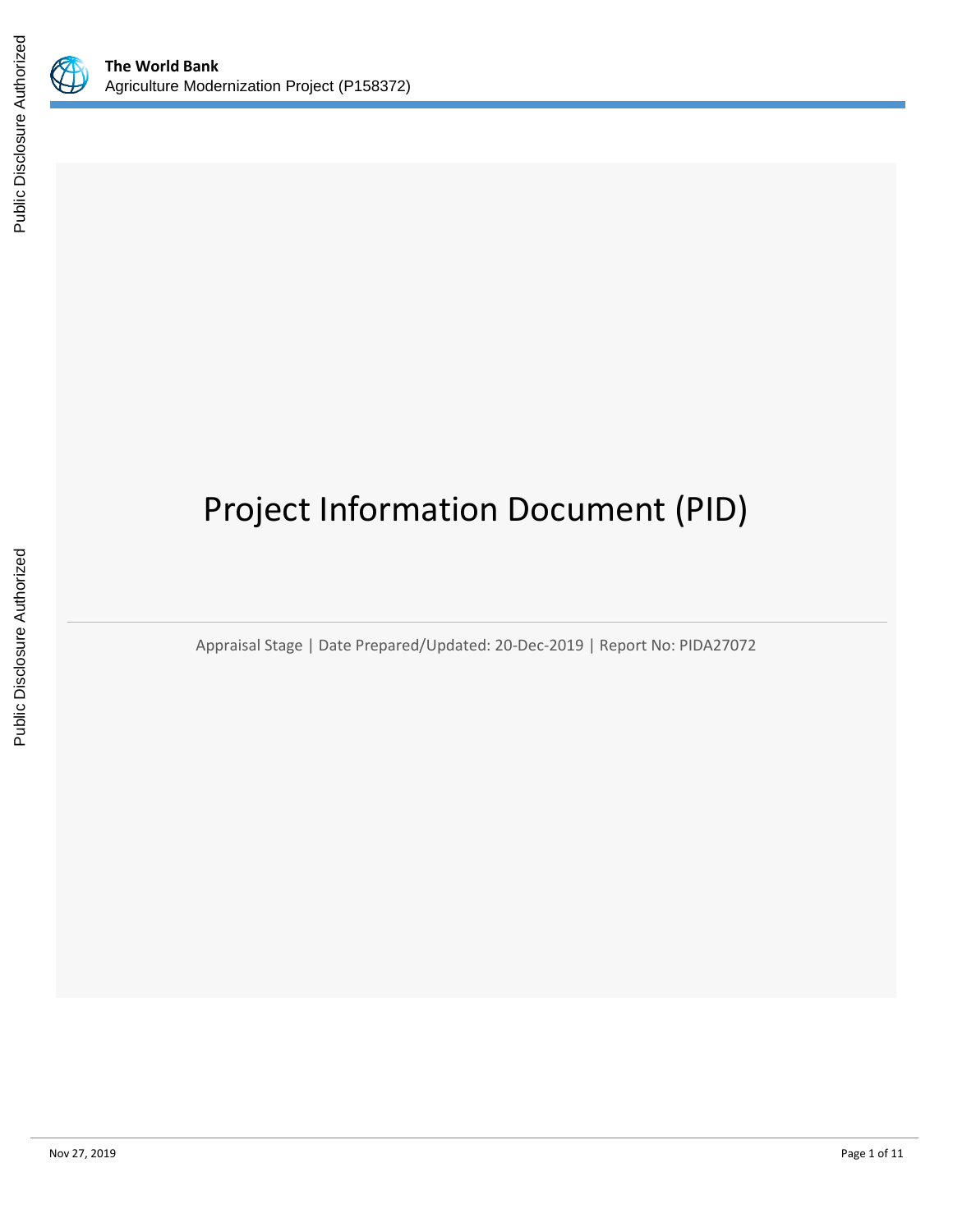The World Bank
Agriculture Modernization Project (P158372)

# Project Information Document (PID)

Appraisal Stage | Date Prepared/Updated: 20-Dec-2019 | Report No: PIDA27072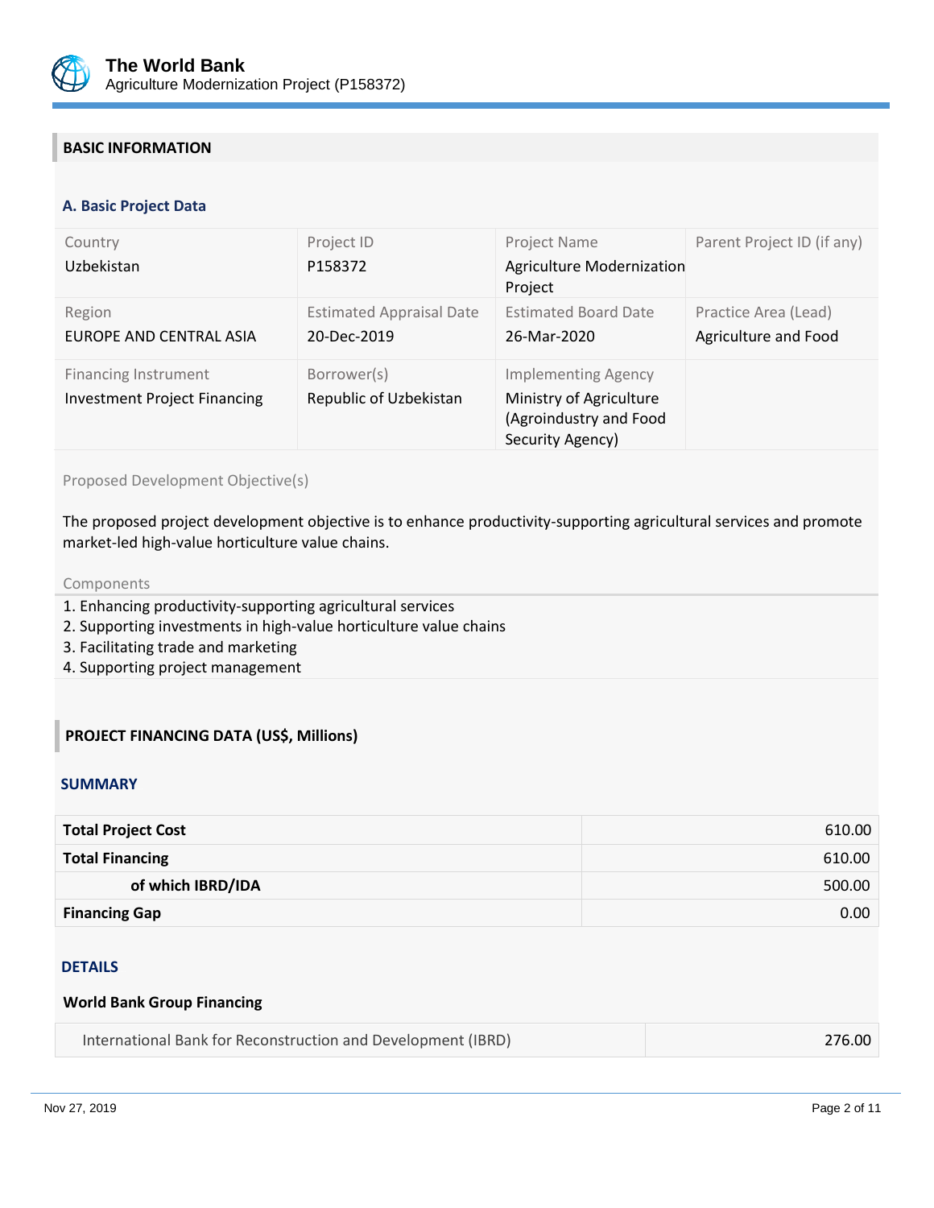## BASIC INFORMATION

### A. Basic Project Data

| Country | Project ID | Project Name | Parent Project ID (if any) |
|---|---|---|---|
| Uzbekistan | P158372 | Agriculture Modernization Project | |
| Region | Estimated Appraisal Date | Estimated Board Date | Practice Area (Lead) |
| EUROPE AND CENTRAL ASIA | 20-Dec-2019 | 26-Mar-2020 | Agriculture and Food |
| Financing Instrument | Borrower(s) | Implementing Agency | |
| Investment Project Financing | Republic of Uzbekistan | Ministry of Agriculture (Agroindustry and Food Security Agency) | |

Proposed Development Objective(s)

The proposed project development objective is to enhance productivity-supporting agricultural services and promote market-led high-value horticulture value chains.

Components

1. Enhancing productivity-supporting agricultural services
2. Supporting investments in high-value horticulture value chains
3. Facilitating trade and marketing
4. Supporting project management

## PROJECT FINANCING DATA (US$, Millions)

### SUMMARY

| | |
|---|---|
| **Total Project Cost** | 610.00 |
| **Total Financing** | 610.00 |
| **of which IBRD/IDA** | 500.00 |
| **Financing Gap** | 0.00 |

### DETAILS

**World Bank Group Financing**

| | |
|---|---|
| International Bank for Reconstruction and Development (IBRD) | 276.00 |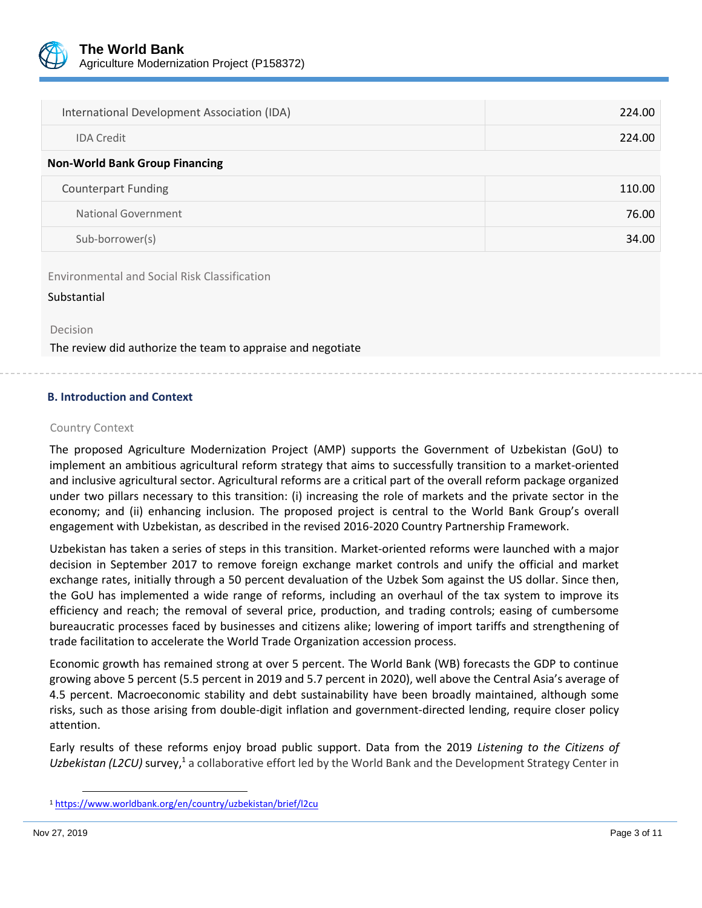| | |
|---|---|
| International Development Association (IDA) | 224.00 |
| IDA Credit | 224.00 |
| **Non-World Bank Group Financing** | |
| Counterpart Funding | 110.00 |
| National Government | 76.00 |
| Sub-borrower(s) | 34.00 |

Environmental and Social Risk Classification

Substantial

Decision

The review did authorize the team to appraise and negotiate

### B. Introduction and Context

Country Context

The proposed Agriculture Modernization Project (AMP) supports the Government of Uzbekistan (GoU) to implement an ambitious agricultural reform strategy that aims to successfully transition to a market-oriented and inclusive agricultural sector. Agricultural reforms are a critical part of the overall reform package organized under two pillars necessary to this transition: (i) increasing the role of markets and the private sector in the economy; and (ii) enhancing inclusion. The proposed project is central to the World Bank Group's overall engagement with Uzbekistan, as described in the revised 2016-2020 Country Partnership Framework.

Uzbekistan has taken a series of steps in this transition. Market-oriented reforms were launched with a major decision in September 2017 to remove foreign exchange market controls and unify the official and market exchange rates, initially through a 50 percent devaluation of the Uzbek Som against the US dollar. Since then, the GoU has implemented a wide range of reforms, including an overhaul of the tax system to improve its efficiency and reach; the removal of several price, production, and trading controls; easing of cumbersome bureaucratic processes faced by businesses and citizens alike; lowering of import tariffs and strengthening of trade facilitation to accelerate the World Trade Organization accession process.

Economic growth has remained strong at over 5 percent. The World Bank (WB) forecasts the GDP to continue growing above 5 percent (5.5 percent in 2019 and 5.7 percent in 2020), well above the Central Asia's average of 4.5 percent. Macroeconomic stability and debt sustainability have been broadly maintained, although some risks, such as those arising from double-digit inflation and government-directed lending, require closer policy attention.

Early results of these reforms enjoy broad public support. Data from the 2019 *Listening to the Citizens of Uzbekistan (L2CU)* survey,[1] a collaborative effort led by the World Bank and the Development Strategy Center in

[1] https://www.worldbank.org/en/country/uzbekistan/brief/l2cu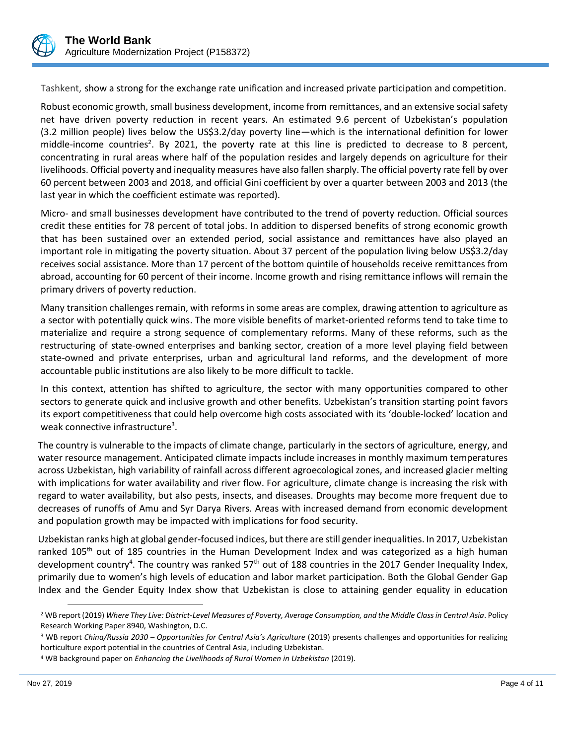Tashkent, show a strong for the exchange rate unification and increased private participation and competition.

Robust economic growth, small business development, income from remittances, and an extensive social safety net have driven poverty reduction in recent years. An estimated 9.6 percent of Uzbekistan's population (3.2 million people) lives below the US$3.2/day poverty line—which is the international definition for lower middle-income countries[2]. By 2021, the poverty rate at this line is predicted to decrease to 8 percent, concentrating in rural areas where half of the population resides and largely depends on agriculture for their livelihoods. Official poverty and inequality measures have also fallen sharply. The official poverty rate fell by over 60 percent between 2003 and 2018, and official Gini coefficient by over a quarter between 2003 and 2013 (the last year in which the coefficient estimate was reported).

Micro- and small businesses development have contributed to the trend of poverty reduction. Official sources credit these entities for 78 percent of total jobs. In addition to dispersed benefits of strong economic growth that has been sustained over an extended period, social assistance and remittances have also played an important role in mitigating the poverty situation. About 37 percent of the population living below US$3.2/day receives social assistance. More than 17 percent of the bottom quintile of households receive remittances from abroad, accounting for 60 percent of their income. Income growth and rising remittance inflows will remain the primary drivers of poverty reduction.

Many transition challenges remain, with reforms in some areas are complex, drawing attention to agriculture as a sector with potentially quick wins. The more visible benefits of market-oriented reforms tend to take time to materialize and require a strong sequence of complementary reforms. Many of these reforms, such as the restructuring of state-owned enterprises and banking sector, creation of a more level playing field between state-owned and private enterprises, urban and agricultural land reforms, and the development of more accountable public institutions are also likely to be more difficult to tackle.

In this context, attention has shifted to agriculture, the sector with many opportunities compared to other sectors to generate quick and inclusive growth and other benefits. Uzbekistan's transition starting point favors its export competitiveness that could help overcome high costs associated with its 'double-locked' location and weak connective infrastructure[3].

The country is vulnerable to the impacts of climate change, particularly in the sectors of agriculture, energy, and water resource management. Anticipated climate impacts include increases in monthly maximum temperatures across Uzbekistan, high variability of rainfall across different agroecological zones, and increased glacier melting with implications for water availability and river flow. For agriculture, climate change is increasing the risk with regard to water availability, but also pests, insects, and diseases. Droughts may become more frequent due to decreases of runoffs of Amu and Syr Darya Rivers. Areas with increased demand from economic development and population growth may be impacted with implications for food security.

Uzbekistan ranks high at global gender-focused indices, but there are still gender inequalities. In 2017, Uzbekistan ranked 105th out of 185 countries in the Human Development Index and was categorized as a high human development country[4]. The country was ranked 57th out of 188 countries in the 2017 Gender Inequality Index, primarily due to women's high levels of education and labor market participation. Both the Global Gender Gap Index and the Gender Equity Index show that Uzbekistan is close to attaining gender equality in education

---

[2] WB report (2019) *Where They Live: District-Level Measures of Poverty, Average Consumption, and the Middle Class in Central Asia*. Policy Research Working Paper 8940, Washington, D.C.

[3] WB report *China/Russia 2030 – Opportunities for Central Asia's Agriculture* (2019) presents challenges and opportunities for realizing horticulture export potential in the countries of Central Asia, including Uzbekistan.

[4] WB background paper on *Enhancing the Livelihoods of Rural Women in Uzbekistan* (2019).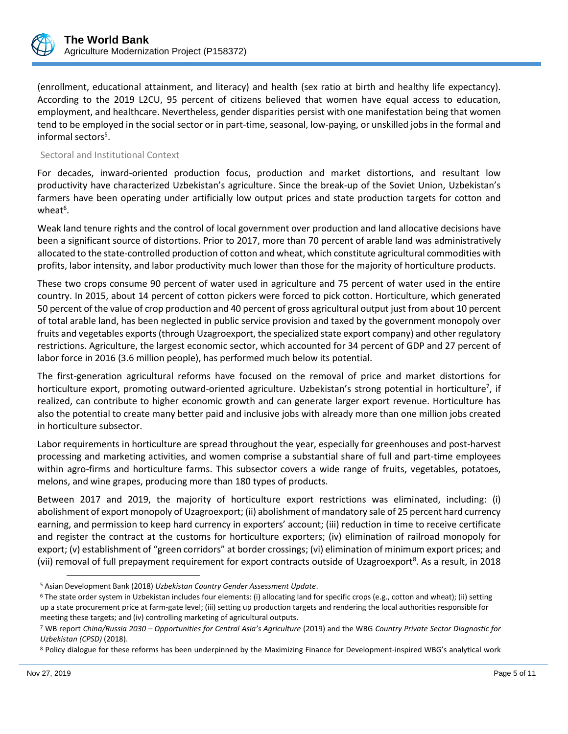(enrollment, educational attainment, and literacy) and health (sex ratio at birth and healthy life expectancy). According to the 2019 L2CU, 95 percent of citizens believed that women have equal access to education, employment, and healthcare. Nevertheless, gender disparities persist with one manifestation being that women tend to be employed in the social sector or in part-time, seasonal, low-paying, or unskilled jobs in the formal and informal sectors[5].

## Sectoral and Institutional Context

For decades, inward-oriented production focus, production and market distortions, and resultant low productivity have characterized Uzbekistan's agriculture. Since the break-up of the Soviet Union, Uzbekistan's farmers have been operating under artificially low output prices and state production targets for cotton and wheat[6].

Weak land tenure rights and the control of local government over production and land allocative decisions have been a significant source of distortions. Prior to 2017, more than 70 percent of arable land was administratively allocated to the state-controlled production of cotton and wheat, which constitute agricultural commodities with profits, labor intensity, and labor productivity much lower than those for the majority of horticulture products.

These two crops consume 90 percent of water used in agriculture and 75 percent of water used in the entire country. In 2015, about 14 percent of cotton pickers were forced to pick cotton. Horticulture, which generated 50 percent of the value of crop production and 40 percent of gross agricultural output just from about 10 percent of total arable land, has been neglected in public service provision and taxed by the government monopoly over fruits and vegetables exports (through Uzagroexport, the specialized state export company) and other regulatory restrictions. Agriculture, the largest economic sector, which accounted for 34 percent of GDP and 27 percent of labor force in 2016 (3.6 million people), has performed much below its potential.

The first-generation agricultural reforms have focused on the removal of price and market distortions for horticulture export, promoting outward-oriented agriculture. Uzbekistan's strong potential in horticulture[7], if realized, can contribute to higher economic growth and can generate larger export revenue. Horticulture has also the potential to create many better paid and inclusive jobs with already more than one million jobs created in horticulture subsector.

Labor requirements in horticulture are spread throughout the year, especially for greenhouses and post-harvest processing and marketing activities, and women comprise a substantial share of full and part-time employees within agro-firms and horticulture farms. This subsector covers a wide range of fruits, vegetables, potatoes, melons, and wine grapes, producing more than 180 types of products.

Between 2017 and 2019, the majority of horticulture export restrictions was eliminated, including: (i) abolishment of export monopoly of Uzagroexport; (ii) abolishment of mandatory sale of 25 percent hard currency earning, and permission to keep hard currency in exporters' account; (iii) reduction in time to receive certificate and register the contract at the customs for horticulture exporters; (iv) elimination of railroad monopoly for export; (v) establishment of "green corridors" at border crossings; (vi) elimination of minimum export prices; and (vii) removal of full prepayment requirement for export contracts outside of Uzagroexport[8]. As a result, in 2018

---

[5] Asian Development Bank (2018) *Uzbekistan Country Gender Assessment Update*.

[6] The state order system in Uzbekistan includes four elements: (i) allocating land for specific crops (e.g., cotton and wheat); (ii) setting up a state procurement price at farm-gate level; (iii) setting up production targets and rendering the local authorities responsible for meeting these targets; and (iv) controlling marketing of agricultural outputs.

[7] WB report *China/Russia 2030 – Opportunities for Central Asia's Agriculture* (2019) and the WBG *Country Private Sector Diagnostic for Uzbekistan (CPSD)* (2018).

[8] Policy dialogue for these reforms has been underpinned by the Maximizing Finance for Development-inspired WBG's analytical work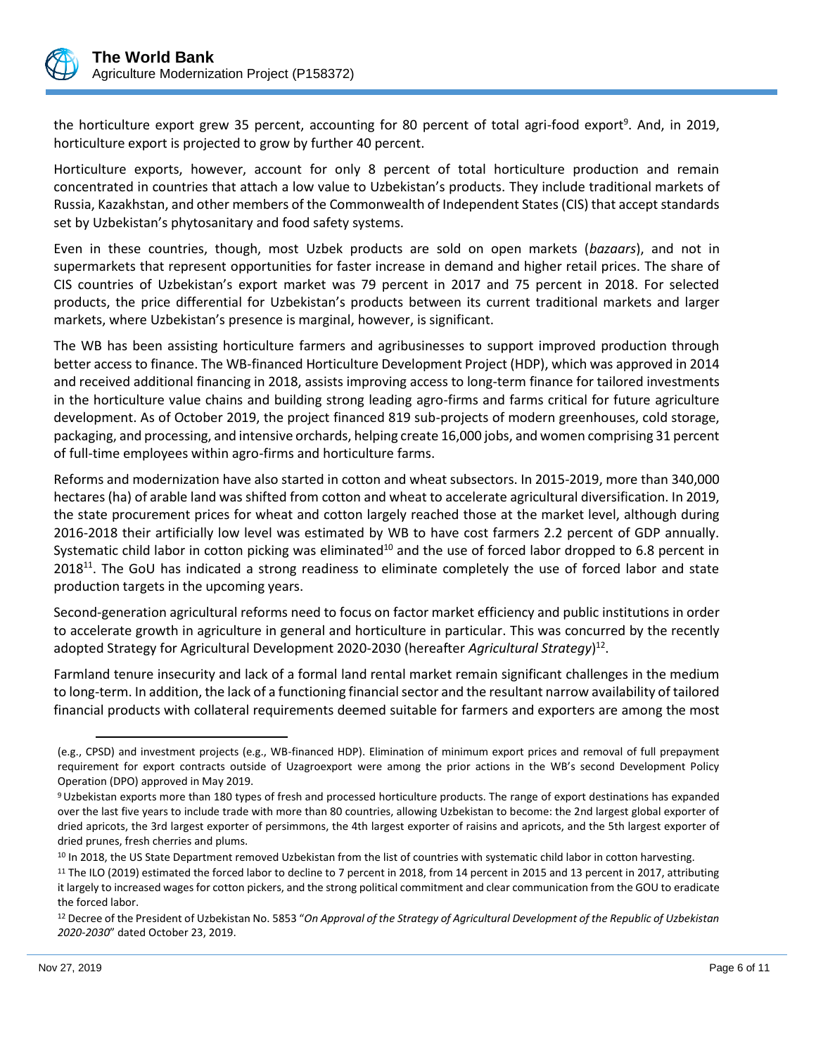the horticulture export grew 35 percent, accounting for 80 percent of total agri-food export[9]. And, in 2019, horticulture export is projected to grow by further 40 percent.

Horticulture exports, however, account for only 8 percent of total horticulture production and remain concentrated in countries that attach a low value to Uzbekistan's products. They include traditional markets of Russia, Kazakhstan, and other members of the Commonwealth of Independent States (CIS) that accept standards set by Uzbekistan's phytosanitary and food safety systems.

Even in these countries, though, most Uzbek products are sold on open markets (*bazaars*), and not in supermarkets that represent opportunities for faster increase in demand and higher retail prices. The share of CIS countries of Uzbekistan's export market was 79 percent in 2017 and 75 percent in 2018. For selected products, the price differential for Uzbekistan's products between its current traditional markets and larger markets, where Uzbekistan's presence is marginal, however, is significant.

The WB has been assisting horticulture farmers and agribusinesses to support improved production through better access to finance. The WB-financed Horticulture Development Project (HDP), which was approved in 2014 and received additional financing in 2018, assists improving access to long-term finance for tailored investments in the horticulture value chains and building strong leading agro-firms and farms critical for future agriculture development. As of October 2019, the project financed 819 sub-projects of modern greenhouses, cold storage, packaging, and processing, and intensive orchards, helping create 16,000 jobs, and women comprising 31 percent of full-time employees within agro-firms and horticulture farms.

Reforms and modernization have also started in cotton and wheat subsectors. In 2015-2019, more than 340,000 hectares (ha) of arable land was shifted from cotton and wheat to accelerate agricultural diversification. In 2019, the state procurement prices for wheat and cotton largely reached those at the market level, although during 2016-2018 their artificially low level was estimated by WB to have cost farmers 2.2 percent of GDP annually. Systematic child labor in cotton picking was eliminated[10] and the use of forced labor dropped to 6.8 percent in 2018[11]. The GoU has indicated a strong readiness to eliminate completely the use of forced labor and state production targets in the upcoming years.

Second-generation agricultural reforms need to focus on factor market efficiency and public institutions in order to accelerate growth in agriculture in general and horticulture in particular. This was concurred by the recently adopted Strategy for Agricultural Development 2020-2030 (hereafter *Agricultural Strategy*)[12].

Farmland tenure insecurity and lack of a formal land rental market remain significant challenges in the medium to long-term. In addition, the lack of a functioning financial sector and the resultant narrow availability of tailored financial products with collateral requirements deemed suitable for farmers and exporters are among the most

---

(e.g., CPSD) and investment projects (e.g., WB-financed HDP). Elimination of minimum export prices and removal of full prepayment requirement for export contracts outside of Uzagroexport were among the prior actions in the WB's second Development Policy Operation (DPO) approved in May 2019.

[9] Uzbekistan exports more than 180 types of fresh and processed horticulture products. The range of export destinations has expanded over the last five years to include trade with more than 80 countries, allowing Uzbekistan to become: the 2nd largest global exporter of dried apricots, the 3rd largest exporter of persimmons, the 4th largest exporter of raisins and apricots, and the 5th largest exporter of dried prunes, fresh cherries and plums.

[10] In 2018, the US State Department removed Uzbekistan from the list of countries with systematic child labor in cotton harvesting.

[11] The ILO (2019) estimated the forced labor to decline to 7 percent in 2018, from 14 percent in 2015 and 13 percent in 2017, attributing it largely to increased wages for cotton pickers, and the strong political commitment and clear communication from the GOU to eradicate the forced labor.

[12] Decree of the President of Uzbekistan No. 5853 "*On Approval of the Strategy of Agricultural Development of the Republic of Uzbekistan 2020-2030*" dated October 23, 2019.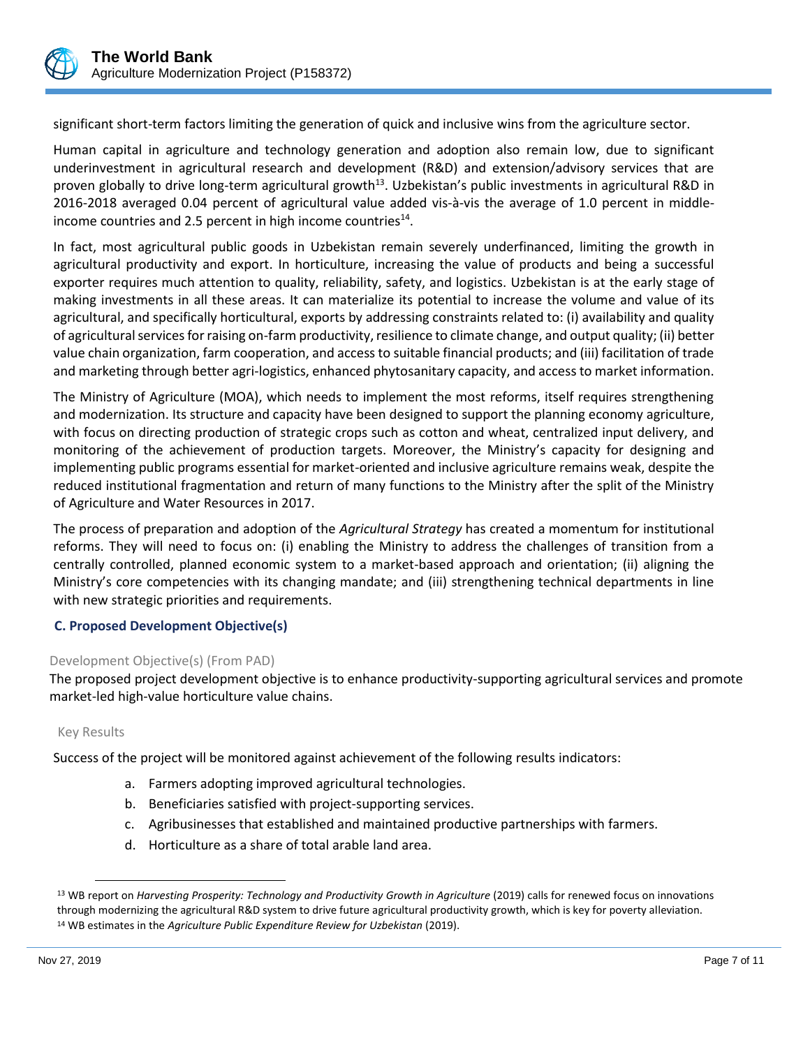significant short-term factors limiting the generation of quick and inclusive wins from the agriculture sector.

Human capital in agriculture and technology generation and adoption also remain low, due to significant underinvestment in agricultural research and development (R&D) and extension/advisory services that are proven globally to drive long-term agricultural growth[13]. Uzbekistan's public investments in agricultural R&D in 2016-2018 averaged 0.04 percent of agricultural value added vis-à-vis the average of 1.0 percent in middle-income countries and 2.5 percent in high income countries[14].

In fact, most agricultural public goods in Uzbekistan remain severely underfinanced, limiting the growth in agricultural productivity and export. In horticulture, increasing the value of products and being a successful exporter requires much attention to quality, reliability, safety, and logistics. Uzbekistan is at the early stage of making investments in all these areas. It can materialize its potential to increase the volume and value of its agricultural, and specifically horticultural, exports by addressing constraints related to: (i) availability and quality of agricultural services for raising on-farm productivity, resilience to climate change, and output quality; (ii) better value chain organization, farm cooperation, and access to suitable financial products; and (iii) facilitation of trade and marketing through better agri-logistics, enhanced phytosanitary capacity, and access to market information.

The Ministry of Agriculture (MOA), which needs to implement the most reforms, itself requires strengthening and modernization. Its structure and capacity have been designed to support the planning economy agriculture, with focus on directing production of strategic crops such as cotton and wheat, centralized input delivery, and monitoring of the achievement of production targets. Moreover, the Ministry's capacity for designing and implementing public programs essential for market-oriented and inclusive agriculture remains weak, despite the reduced institutional fragmentation and return of many functions to the Ministry after the split of the Ministry of Agriculture and Water Resources in 2017.

The process of preparation and adoption of the *Agricultural Strategy* has created a momentum for institutional reforms. They will need to focus on: (i) enabling the Ministry to address the challenges of transition from a centrally controlled, planned economic system to a market-based approach and orientation; (ii) aligning the Ministry's core competencies with its changing mandate; and (iii) strengthening technical departments in line with new strategic priorities and requirements.

### C. Proposed Development Objective(s)

Development Objective(s) (From PAD)

The proposed project development objective is to enhance productivity-supporting agricultural services and promote market-led high-value horticulture value chains.

Key Results

Success of the project will be monitored against achievement of the following results indicators:

a. Farmers adopting improved agricultural technologies.
b. Beneficiaries satisfied with project-supporting services.
c. Agribusinesses that established and maintained productive partnerships with farmers.
d. Horticulture as a share of total arable land area.

---

[13] WB report on *Harvesting Prosperity: Technology and Productivity Growth in Agriculture* (2019) calls for renewed focus on innovations through modernizing the agricultural R&D system to drive future agricultural productivity growth, which is key for poverty alleviation.

[14] WB estimates in the *Agriculture Public Expenditure Review for Uzbekistan* (2019).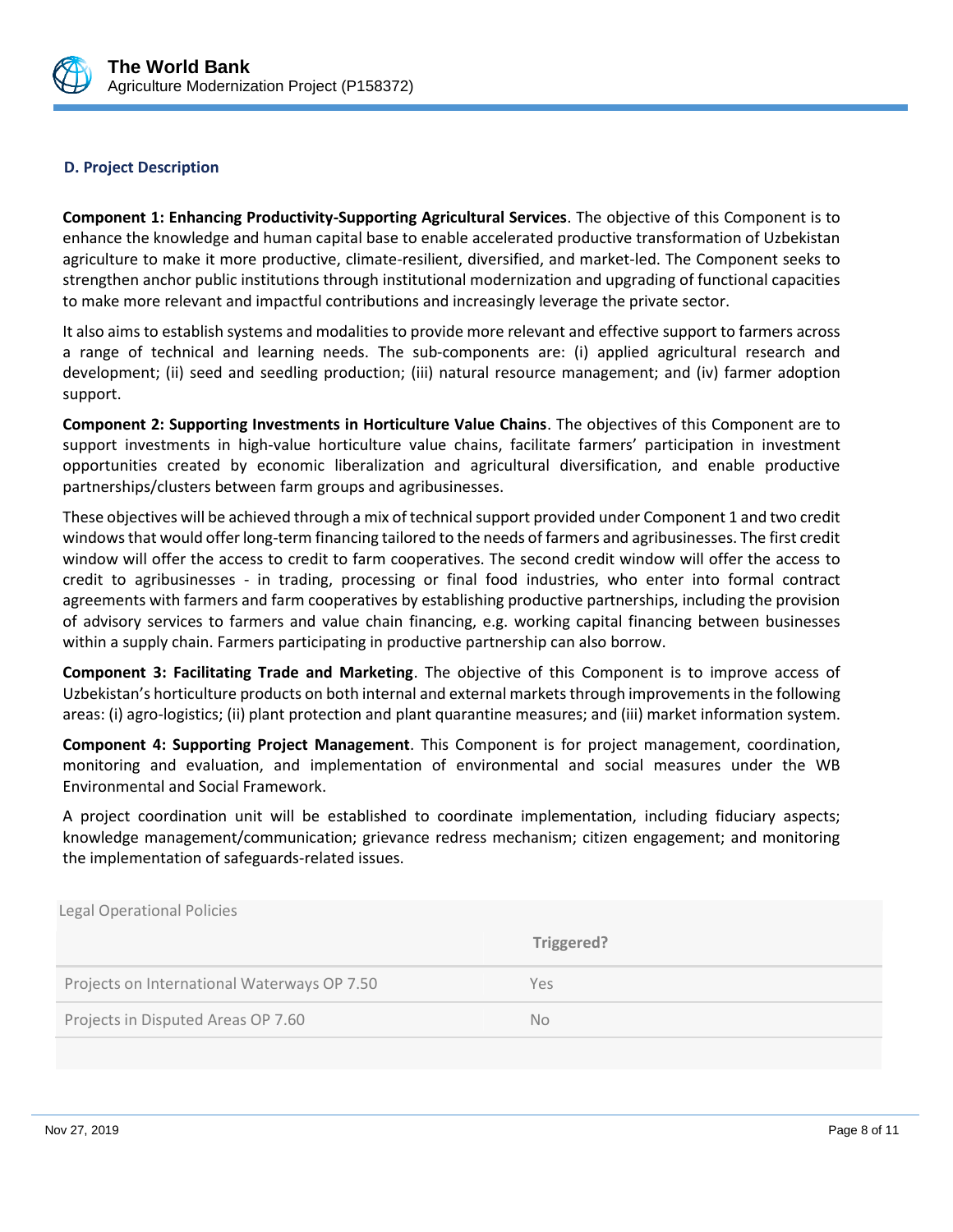### D. Project Description

**Component 1: Enhancing Productivity-Supporting Agricultural Services**. The objective of this Component is to enhance the knowledge and human capital base to enable accelerated productive transformation of Uzbekistan agriculture to make it more productive, climate-resilient, diversified, and market-led. The Component seeks to strengthen anchor public institutions through institutional modernization and upgrading of functional capacities to make more relevant and impactful contributions and increasingly leverage the private sector.

It also aims to establish systems and modalities to provide more relevant and effective support to farmers across a range of technical and learning needs. The sub-components are: (i) applied agricultural research and development; (ii) seed and seedling production; (iii) natural resource management; and (iv) farmer adoption support.

**Component 2: Supporting Investments in Horticulture Value Chains**. The objectives of this Component are to support investments in high-value horticulture value chains, facilitate farmers' participation in investment opportunities created by economic liberalization and agricultural diversification, and enable productive partnerships/clusters between farm groups and agribusinesses.

These objectives will be achieved through a mix of technical support provided under Component 1 and two credit windows that would offer long-term financing tailored to the needs of farmers and agribusinesses. The first credit window will offer the access to credit to farm cooperatives. The second credit window will offer the access to credit to agribusinesses - in trading, processing or final food industries, who enter into formal contract agreements with farmers and farm cooperatives by establishing productive partnerships, including the provision of advisory services to farmers and value chain financing, e.g. working capital financing between businesses within a supply chain. Farmers participating in productive partnership can also borrow.

**Component 3: Facilitating Trade and Marketing**. The objective of this Component is to improve access of Uzbekistan's horticulture products on both internal and external markets through improvements in the following areas: (i) agro-logistics; (ii) plant protection and plant quarantine measures; and (iii) market information system.

**Component 4: Supporting Project Management**. This Component is for project management, coordination, monitoring and evaluation, and implementation of environmental and social measures under the WB Environmental and Social Framework.

A project coordination unit will be established to coordinate implementation, including fiduciary aspects; knowledge management/communication; grievance redress mechanism; citizen engagement; and monitoring the implementation of safeguards-related issues.

Legal Operational Policies

| | Triggered? |
|---|---|
| Projects on International Waterways OP 7.50 | Yes |
| Projects in Disputed Areas OP 7.60 | No |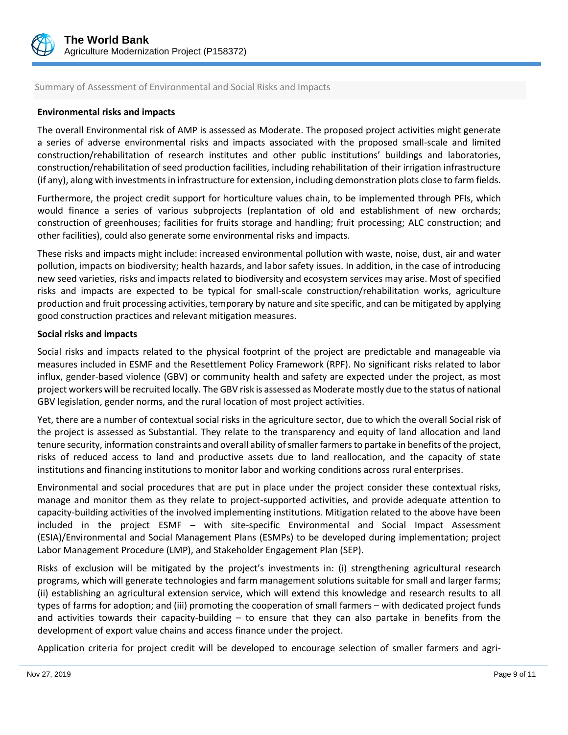Summary of Assessment of Environmental and Social Risks and Impacts

**Environmental risks and impacts**

The overall Environmental risk of AMP is assessed as Moderate. The proposed project activities might generate a series of adverse environmental risks and impacts associated with the proposed small-scale and limited construction/rehabilitation of research institutes and other public institutions' buildings and laboratories, construction/rehabilitation of seed production facilities, including rehabilitation of their irrigation infrastructure (if any), along with investments in infrastructure for extension, including demonstration plots close to farm fields.

Furthermore, the project credit support for horticulture values chain, to be implemented through PFIs, which would finance a series of various subprojects (replantation of old and establishment of new orchards; construction of greenhouses; facilities for fruits storage and handling; fruit processing; ALC construction; and other facilities), could also generate some environmental risks and impacts.

These risks and impacts might include: increased environmental pollution with waste, noise, dust, air and water pollution, impacts on biodiversity; health hazards, and labor safety issues. In addition, in the case of introducing new seed varieties, risks and impacts related to biodiversity and ecosystem services may arise. Most of specified risks and impacts are expected to be typical for small-scale construction/rehabilitation works, agriculture production and fruit processing activities, temporary by nature and site specific, and can be mitigated by applying good construction practices and relevant mitigation measures.

**Social risks and impacts**

Social risks and impacts related to the physical footprint of the project are predictable and manageable via measures included in ESMF and the Resettlement Policy Framework (RPF). No significant risks related to labor influx, gender-based violence (GBV) or community health and safety are expected under the project, as most project workers will be recruited locally. The GBV risk is assessed as Moderate mostly due to the status of national GBV legislation, gender norms, and the rural location of most project activities.

Yet, there are a number of contextual social risks in the agriculture sector, due to which the overall Social risk of the project is assessed as Substantial. They relate to the transparency and equity of land allocation and land tenure security, information constraints and overall ability of smaller farmers to partake in benefits of the project, risks of reduced access to land and productive assets due to land reallocation, and the capacity of state institutions and financing institutions to monitor labor and working conditions across rural enterprises.

Environmental and social procedures that are put in place under the project consider these contextual risks, manage and monitor them as they relate to project-supported activities, and provide adequate attention to capacity-building activities of the involved implementing institutions. Mitigation related to the above have been included in the project ESMF – with site-specific Environmental and Social Impact Assessment (ESIA)/Environmental and Social Management Plans (ESMPs) to be developed during implementation; project Labor Management Procedure (LMP), and Stakeholder Engagement Plan (SEP).

Risks of exclusion will be mitigated by the project's investments in: (i) strengthening agricultural research programs, which will generate technologies and farm management solutions suitable for small and larger farms; (ii) establishing an agricultural extension service, which will extend this knowledge and research results to all types of farms for adoption; and (iii) promoting the cooperation of small farmers – with dedicated project funds and activities towards their capacity-building – to ensure that they can also partake in benefits from the development of export value chains and access finance under the project.

Application criteria for project credit will be developed to encourage selection of smaller farmers and agri-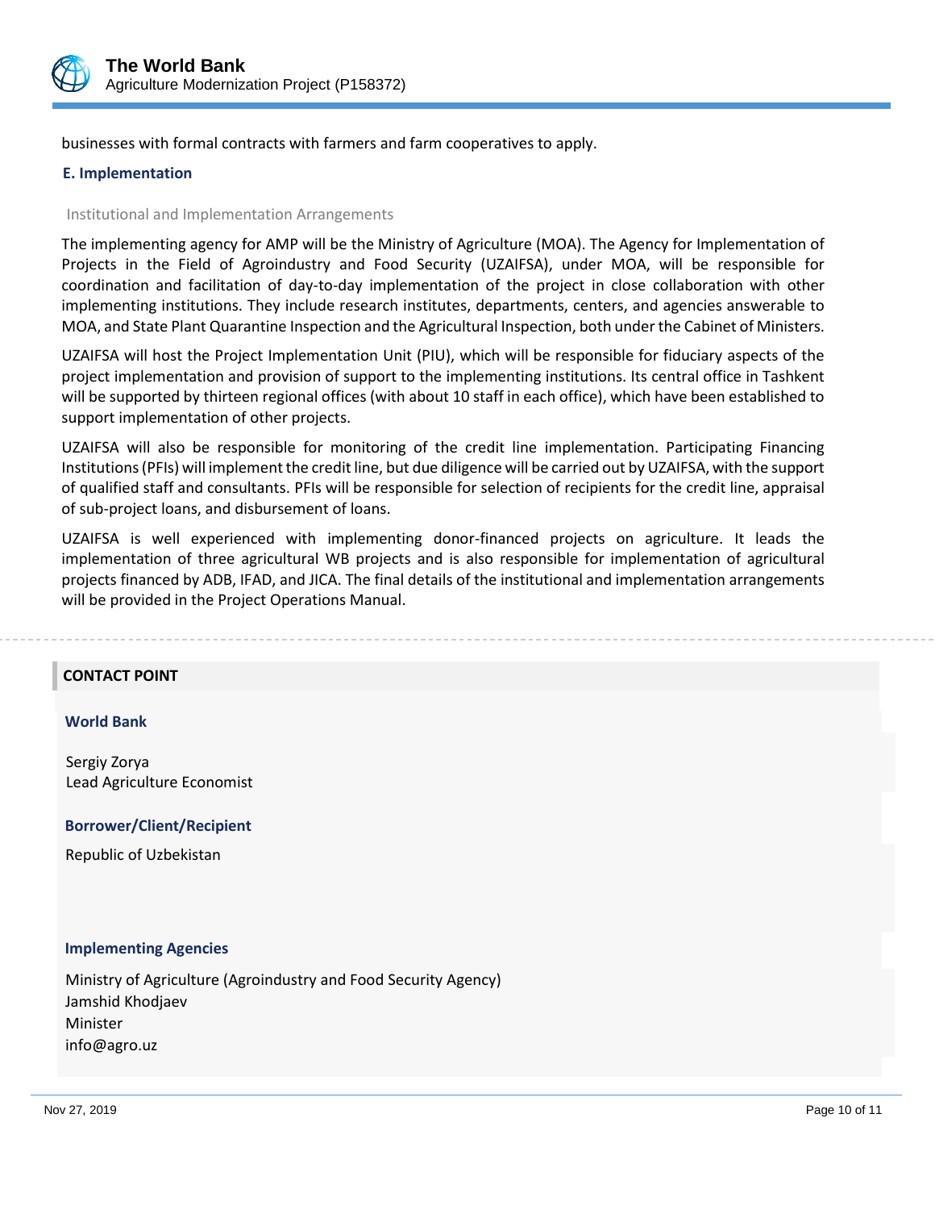businesses with formal contracts with farmers and farm cooperatives to apply.

### E. Implementation

Institutional and Implementation Arrangements

The implementing agency for AMP will be the Ministry of Agriculture (MOA). The Agency for Implementation of Projects in the Field of Agroindustry and Food Security (UZAIFSA), under MOA, will be responsible for coordination and facilitation of day-to-day implementation of the project in close collaboration with other implementing institutions. They include research institutes, departments, centers, and agencies answerable to MOA, and State Plant Quarantine Inspection and the Agricultural Inspection, both under the Cabinet of Ministers.

UZAIFSA will host the Project Implementation Unit (PIU), which will be responsible for fiduciary aspects of the project implementation and provision of support to the implementing institutions. Its central office in Tashkent will be supported by thirteen regional offices (with about 10 staff in each office), which have been established to support implementation of other projects.

UZAIFSA will also be responsible for monitoring of the credit line implementation. Participating Financing Institutions (PFIs) will implement the credit line, but due diligence will be carried out by UZAIFSA, with the support of qualified staff and consultants. PFIs will be responsible for selection of recipients for the credit line, appraisal of sub-project loans, and disbursement of loans.

UZAIFSA is well experienced with implementing donor-financed projects on agriculture. It leads the implementation of three agricultural WB projects and is also responsible for implementation of agricultural projects financed by ADB, IFAD, and JICA. The final details of the institutional and implementation arrangements will be provided in the Project Operations Manual.

---

## CONTACT POINT

### World Bank

Sergiy Zorya
Lead Agriculture Economist

### Borrower/Client/Recipient

Republic of Uzbekistan

### Implementing Agencies

Ministry of Agriculture (Agroindustry and Food Security Agency)
Jamshid Khodjaev
Minister
info@agro.uz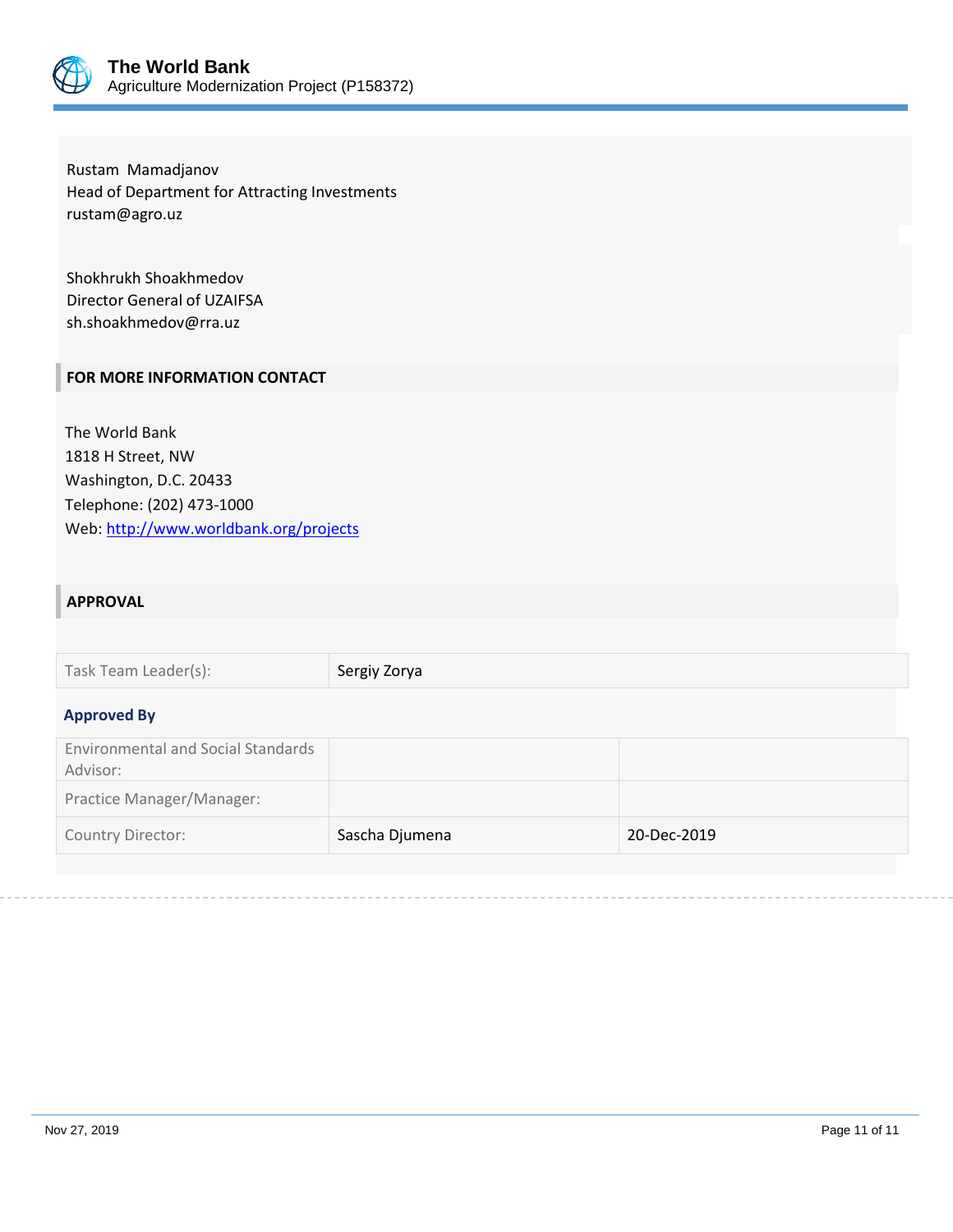Rustam Mamadjanov
Head of Department for Attracting Investments
rustam@agro.uz

Shokhrukh Shoakhmedov
Director General of UZAIFSA
sh.shoakhmedov@rra.uz

## FOR MORE INFORMATION CONTACT

The World Bank
1818 H Street, NW
Washington, D.C. 20433
Telephone: (202) 473-1000
Web: http://www.worldbank.org/projects

## APPROVAL

| | |
|---|---|
| Task Team Leader(s): | Sergiy Zorya |

### Approved By

| | | |
|---|---|---|
| Environmental and Social Standards Advisor: | | |
| Practice Manager/Manager: | | |
| Country Director: | Sascha Djumena | 20-Dec-2019 |